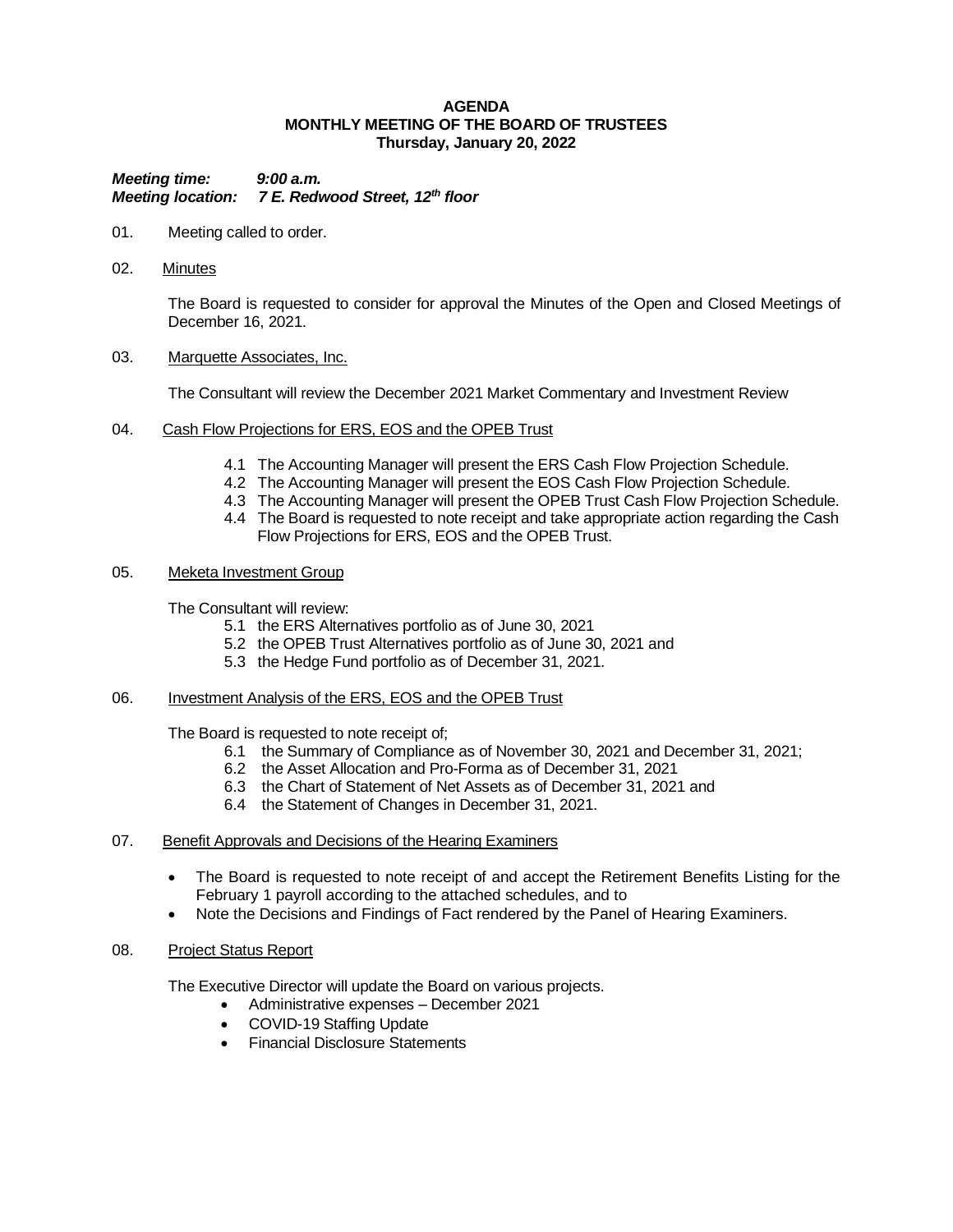**AGENDA**
**MONTHLY MEETING OF THE BOARD OF TRUSTEES**
**Thursday, January 20, 2022**

***Meeting time:*** ***9:00 a.m.***
***Meeting location:*** ***7 E. Redwood Street, 12th floor***

01. Meeting called to order.

02. Minutes

    The Board is requested to consider for approval the Minutes of the Open and Closed Meetings of December 16, 2021.

03. Marquette Associates, Inc.

    The Consultant will review the December 2021 Market Commentary and Investment Review

04. Cash Flow Projections for ERS, EOS and the OPEB Trust

    4.1 The Accounting Manager will present the ERS Cash Flow Projection Schedule.
    4.2 The Accounting Manager will present the EOS Cash Flow Projection Schedule.
    4.3 The Accounting Manager will present the OPEB Trust Cash Flow Projection Schedule.
    4.4 The Board is requested to note receipt and take appropriate action regarding the Cash Flow Projections for ERS, EOS and the OPEB Trust.

05. Meketa Investment Group

    The Consultant will review:
    5.1 the ERS Alternatives portfolio as of June 30, 2021
    5.2 the OPEB Trust Alternatives portfolio as of June 30, 2021 and
    5.3 the Hedge Fund portfolio as of December 31, 2021.

06. Investment Analysis of the ERS, EOS and the OPEB Trust

    The Board is requested to note receipt of;
    6.1 the Summary of Compliance as of November 30, 2021 and December 31, 2021;
    6.2 the Asset Allocation and Pro-Forma as of December 31, 2021
    6.3 the Chart of Statement of Net Assets as of December 31, 2021 and
    6.4 the Statement of Changes in December 31, 2021.

07. Benefit Approvals and Decisions of the Hearing Examiners

    - The Board is requested to note receipt of and accept the Retirement Benefits Listing for the February 1 payroll according to the attached schedules, and to
    - Note the Decisions and Findings of Fact rendered by the Panel of Hearing Examiners.

08. Project Status Report

    The Executive Director will update the Board on various projects.
    - Administrative expenses – December 2021
    - COVID-19 Staffing Update
    - Financial Disclosure Statements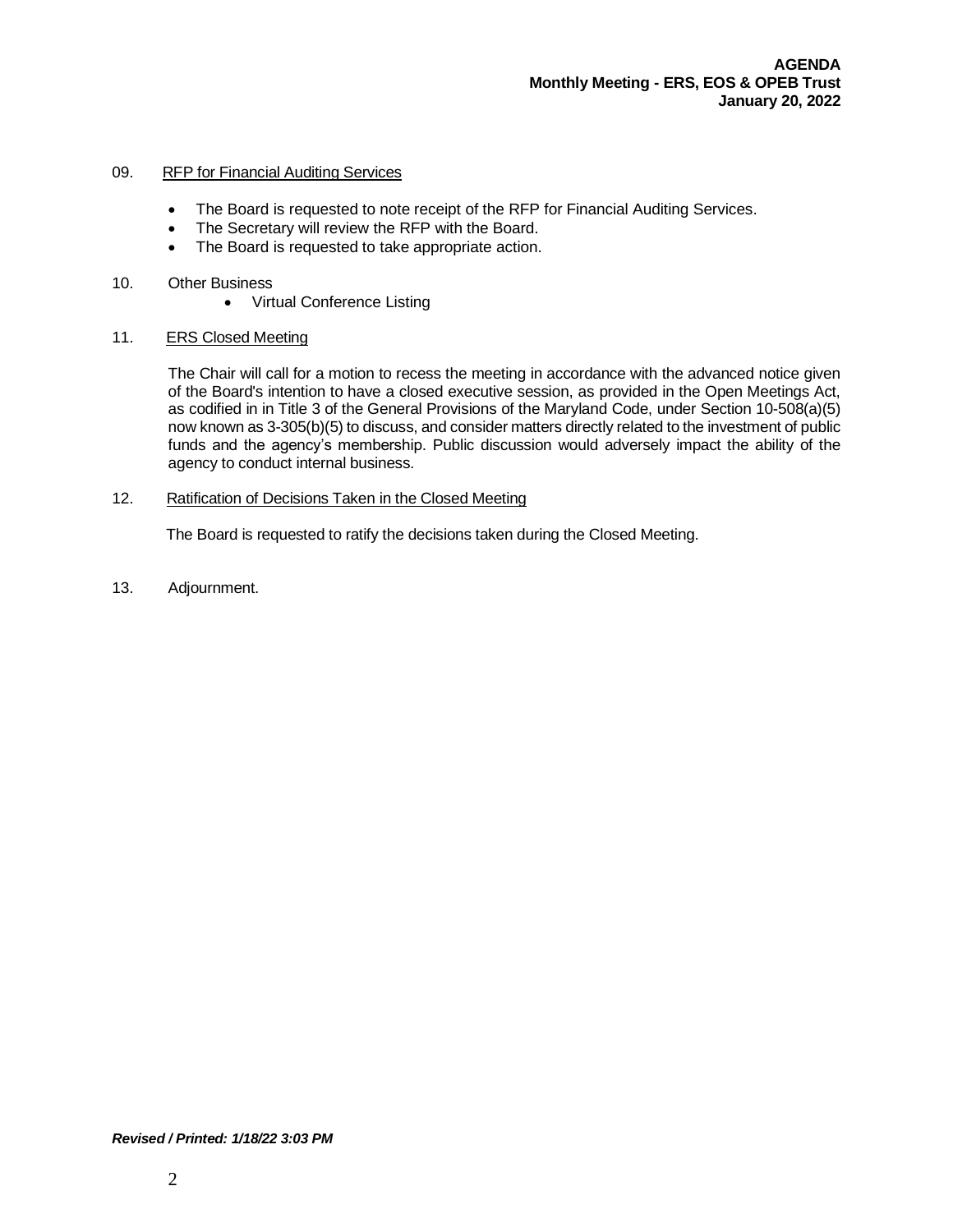09. <u>RFP for Financial Auditing Services</u>

- The Board is requested to note receipt of the RFP for Financial Auditing Services.
- The Secretary will review the RFP with the Board.
- The Board is requested to take appropriate action.

10. Other Business
    - Virtual Conference Listing

11. <u>ERS Closed Meeting</u>

    The Chair will call for a motion to recess the meeting in accordance with the advanced notice given of the Board's intention to have a closed executive session, as provided in the Open Meetings Act, as codified in in Title 3 of the General Provisions of the Maryland Code, under Section 10-508(a)(5) now known as 3-305(b)(5) to discuss, and consider matters directly related to the investment of public funds and the agency's membership. Public discussion would adversely impact the ability of the agency to conduct internal business.

12. <u>Ratification of Decisions Taken in the Closed Meeting</u>

    The Board is requested to ratify the decisions taken during the Closed Meeting.

13. Adjournment.

***Revised / Printed: 1/18/22 3:03 PM***